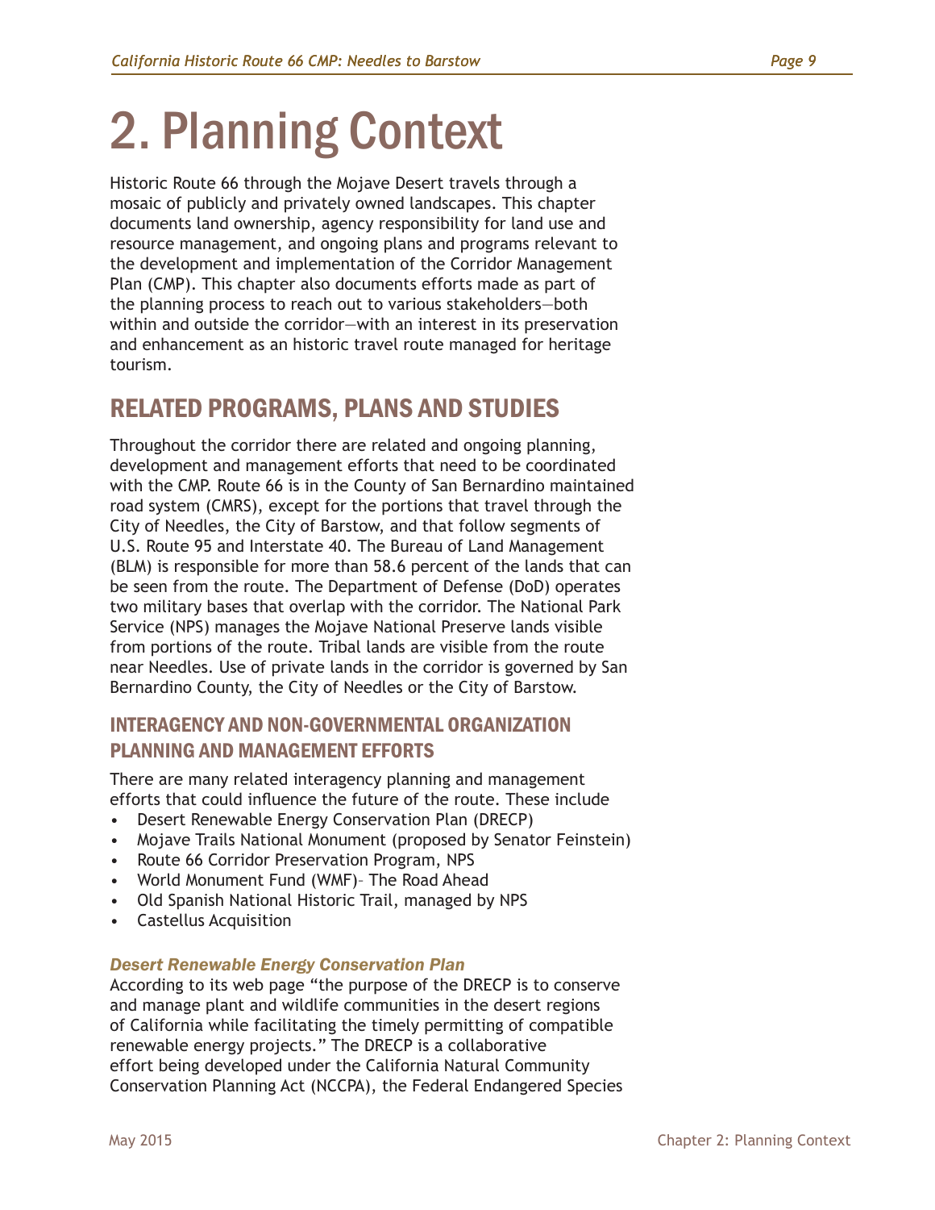# 2. Planning Context

Historic Route 66 through the Mojave Desert travels through a mosaic of publicly and privately owned landscapes. This chapter documents land ownership, agency responsibility for land use and resource management, and ongoing plans and programs relevant to the development and implementation of the Corridor Management Plan (CMP). This chapter also documents efforts made as part of the planning process to reach out to various stakeholders—both within and outside the corridor—with an interest in its preservation and enhancement as an historic travel route managed for heritage tourism.

## RELATED PROGRAMS, PLANS AND STUDIES

Throughout the corridor there are related and ongoing planning, development and management efforts that need to be coordinated with the CMP. Route 66 is in the County of San Bernardino maintained road system (CMRS), except for the portions that travel through the City of Needles, the City of Barstow, and that follow segments of U.S. Route 95 and Interstate 40. The Bureau of Land Management (BLM) is responsible for more than 58.6 percent of the lands that can be seen from the route. The Department of Defense (DoD) operates two military bases that overlap with the corridor. The National Park Service (NPS) manages the Mojave National Preserve lands visible from portions of the route. Tribal lands are visible from the route near Needles. Use of private lands in the corridor is governed by San Bernardino County, the City of Needles or the City of Barstow.

### INTERAGENCY AND NON-GOVERNMENTAL ORGANIZATION PLANNING AND MANAGEMENT EFFORTS

There are many related interagency planning and management efforts that could influence the future of the route. These include

- Desert Renewable Energy Conservation Plan (DRECP)
- Mojave Trails National Monument (proposed by Senator Feinstein)
- Route 66 Corridor Preservation Program, NPS
- World Monument Fund (WMF)– The Road Ahead
- Old Spanish National Historic Trail, managed by NPS
- Castellus Acquisition

#### *Desert Renewable Energy Conservation Plan*

According to its web page "the purpose of the DRECP is to conserve and manage plant and wildlife communities in the desert regions of California while facilitating the timely permitting of compatible renewable energy projects." The DRECP is a collaborative effort being developed under the California Natural Community Conservation Planning Act (NCCPA), the Federal Endangered Species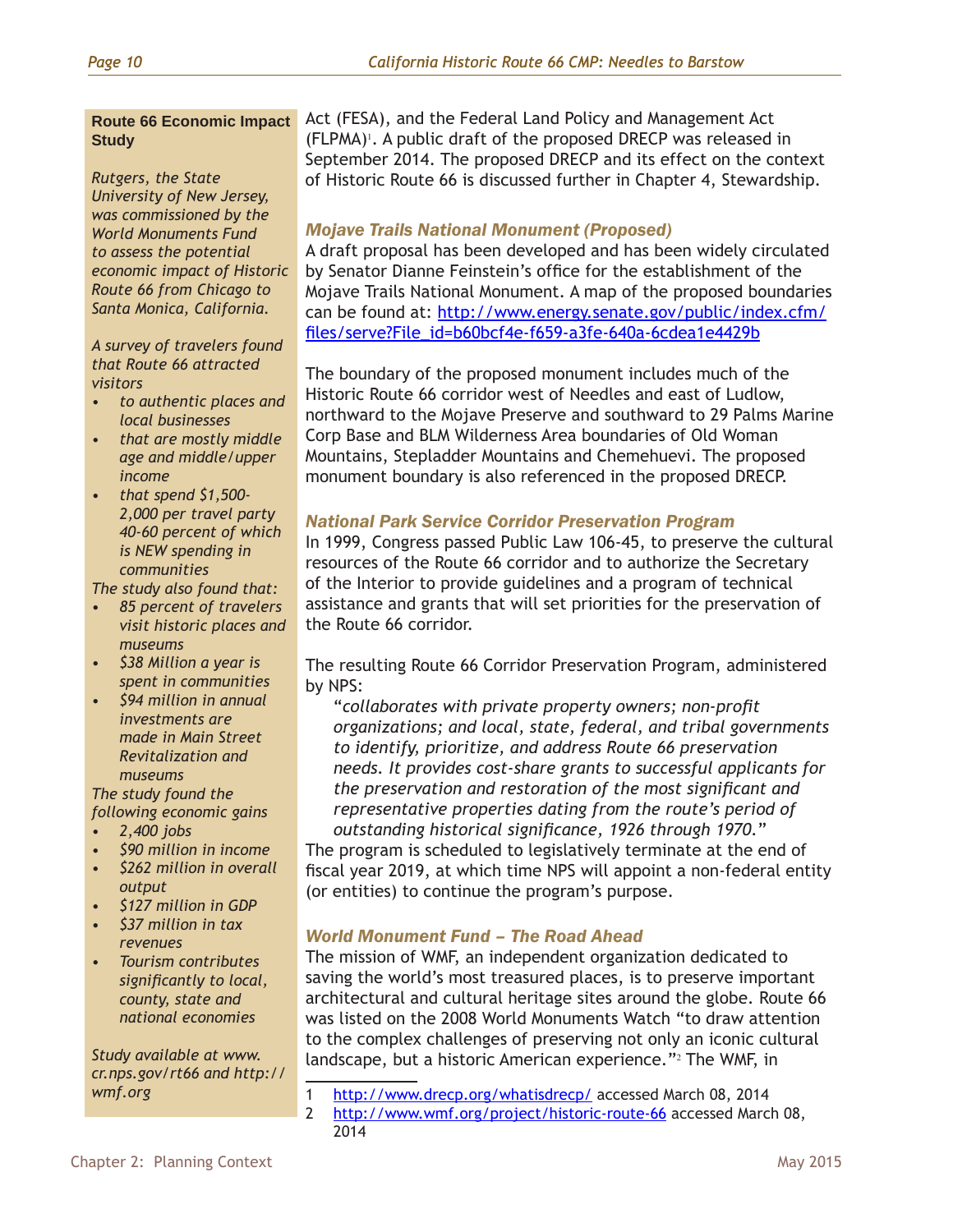Act (FESA), and the Federal Land Policy and Management Act (FLMPA)[1]. A public draft of the proposed DRECP was released in September 2014. The proposed DRECP and its effect on the context of Historic Route 66 is discussed further in Chapter 4, Stewardship.

### *Mojave Trails National Monument (Proposed)*

A draft proposal has been developed and has been widely circulated by Senator Dianne Feinstein's office for the establishment of the Mojave Trails National Monument. A map of the proposed boundaries can be found at: http://www.energy.senate.gov/public/index.cfm/files/serve?File_id=b60bcf4e-f659-a3fe-640a-6cdea1e4429b

The boundary of the proposed monument includes much of the Historic Route 66 corridor west of Needles and east of Ludlow, northward to the Mojave Preserve and southward to 29 Palms Marine Corp Base and BLM Wilderness Area boundaries of Old Woman Mountains, Stepladder Mountains and Chemehuevi. The proposed monument boundary is also referenced in the proposed DRECP.

### *National Park Service Corridor Preservation Program*

In 1999, Congress passed Public Law 106-45, to preserve the cultural resources of the Route 66 corridor and to authorize the Secretary of the Interior to provide guidelines and a program of technical assistance and grants that will set priorities for the preservation of the Route 66 corridor.

The resulting Route 66 Corridor Preservation Program, administered by NPS:

> "*collaborates with private property owners; non-profit organizations; and local, state, federal, and tribal governments to identify, prioritize, and address Route 66 preservation needs. It provides cost-share grants to successful applicants for the preservation and restoration of the most significant and representative properties dating from the route's period of outstanding historical significance, 1926 through 1970.*"

The program is scheduled to legislatively terminate at the end of fiscal year 2019, at which time NPS will appoint a non-federal entity (or entities) to continue the program's purpose.

### *World Monument Fund – The Road Ahead*

The mission of WMF, an independent organization dedicated to saving the world's most treasured places, is to preserve important architectural and cultural heritage sites around the globe. Route 66 was listed on the 2008 World Monuments Watch "to draw attention to the complex challenges of preserving not only an iconic cultural landscape, but a historic American experience."[2] The WMF, in

---

**Route 66 Economic Impact Study**

*Rutgers, the State University of New Jersey, was commissioned by the World Monuments Fund to assess the potential economic impact of Historic Route 66 from Chicago to Santa Monica, California.*

*A survey of travelers found that Route 66 attracted visitors*

- *to authentic places and local businesses*
- *that are mostly middle age and middle/upper income*
- *that spend $1,500-2,000 per travel party 40-60 percent of which is NEW spending in communities*

*The study also found that:*

- *85 percent of travelers visit historic places and museums*
- *$38 Million a year is spent in communities*
- *$94 million in annual investments are made in Main Street Revitalization and museums*

*The study found the following economic gains*

- *2,400 jobs*
- *$90 million in income*
- *$262 million in overall output*
- *$127 million in GDP*
- *$37 million in tax revenues*
- *Tourism contributes significantly to local, county, state and national economies*

*Study available at www.cr.nps.gov/rt66 and http://wmf.org*

---

1 http://www.drecp.org/whatisdrecp/ accessed March 08, 2014

2 http://www.wmf.org/project/historic-route-66 accessed March 08, 2014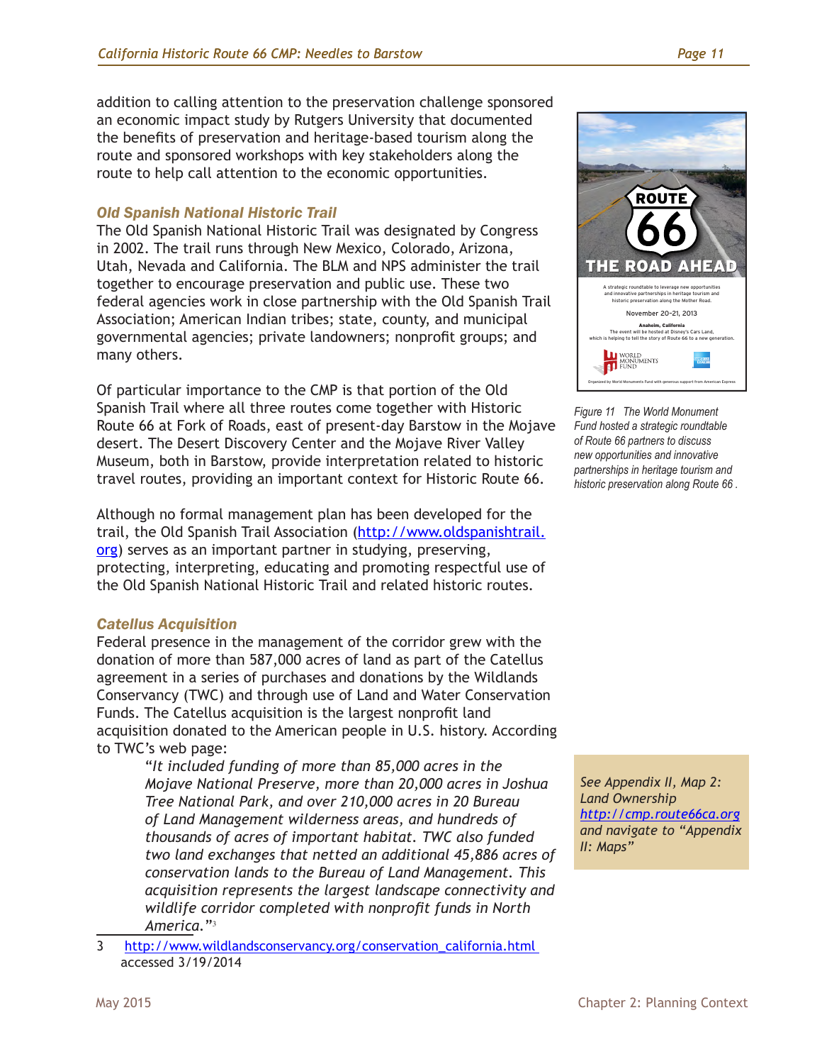addition to calling attention to the preservation challenge sponsored an economic impact study by Rutgers University that documented the benefits of preservation and heritage-based tourism along the route and sponsored workshops with key stakeholders along the route to help call attention to the economic opportunities.

### *Old Spanish National Historic Trail*

The Old Spanish National Historic Trail was designated by Congress in 2002. The trail runs through New Mexico, Colorado, Arizona, Utah, Nevada and California. The BLM and NPS administer the trail together to encourage preservation and public use. These two federal agencies work in close partnership with the Old Spanish Trail Association; American Indian tribes; state, county, and municipal governmental agencies; private landowners; nonprofit groups; and many others.

Of particular importance to the CMP is that portion of the Old Spanish Trail where all three routes come together with Historic Route 66 at Fork of Roads, east of present-day Barstow in the Mojave desert. The Desert Discovery Center and the Mojave River Valley Museum, both in Barstow, provide interpretation related to historic travel routes, providing an important context for Historic Route 66.

Although no formal management plan has been developed for the trail, the Old Spanish Trail Association (http://www.oldspanishtrail.org) serves as an important partner in studying, preserving, protecting, interpreting, educating and promoting respectful use of the Old Spanish National Historic Trail and related historic routes.

*Figure 11 The World Monument Fund hosted a strategic roundtable of Route 66 partners to discuss new opportunities and innovative partnerships in heritage tourism and historic preservation along Route 66 .*

### *Catellus Acquisition*

Federal presence in the management of the corridor grew with the donation of more than 587,000 acres of land as part of the Catellus agreement in a series of purchases and donations by the Wildlands Conservancy (TWC) and through use of Land and Water Conservation Funds. The Catellus acquisition is the largest nonprofit land acquisition donated to the American people in U.S. history. According to TWC's web page:

> *"It included funding of more than 85,000 acres in the Mojave National Preserve, more than 20,000 acres in Joshua Tree National Park, and over 210,000 acres in 20 Bureau of Land Management wilderness areas, and hundreds of thousands of acres of important habitat. TWC also funded two land exchanges that netted an additional 45,886 acres of conservation lands to the Bureau of Land Management. This acquisition represents the largest landscape connectivity and wildlife corridor completed with nonprofit funds in North America."*[3]

*See Appendix II, Map 2: Land Ownership http://cmp.route66ca.org and navigate to "Appendix II: Maps"*

3 http://www.wildlandsconservancy.org/conservation_california.html accessed 3/19/2014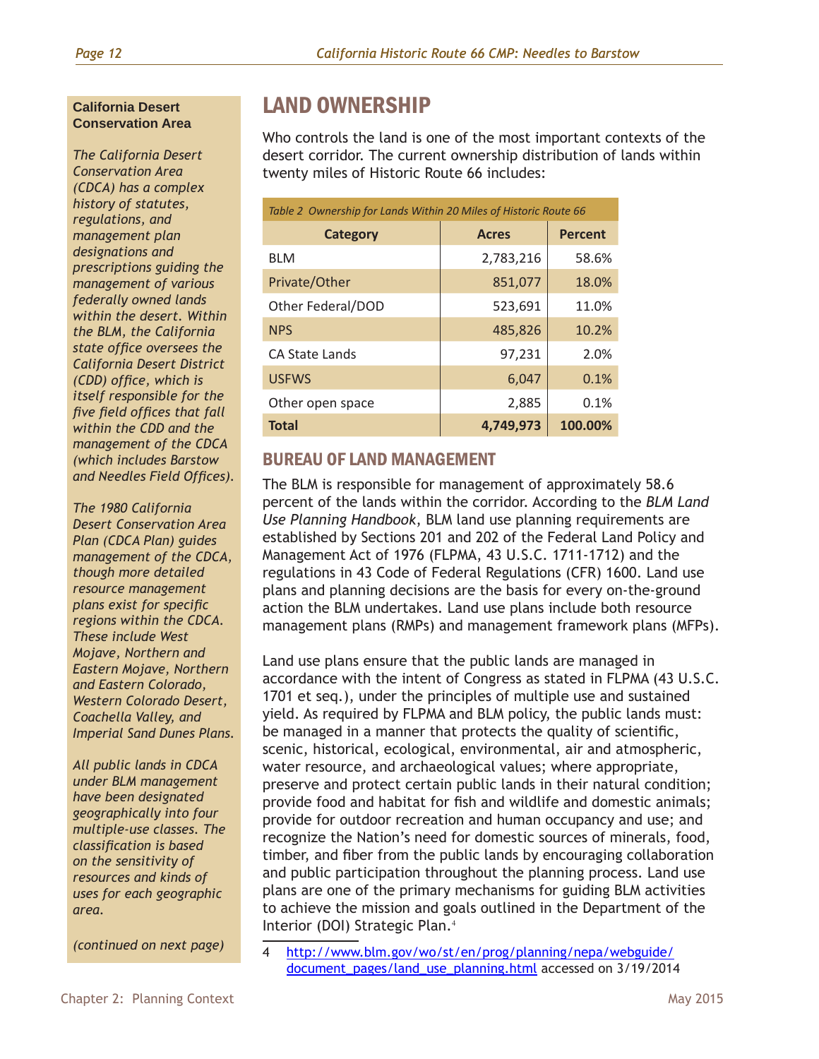**California Desert Conservation Area**

*The California Desert Conservation Area (CDCA) has a complex history of statutes, regulations, and management plan designations and prescriptions guiding the management of various federally owned lands within the desert. Within the BLM, the California state office oversees the California Desert District (CDD) office, which is itself responsible for the five field offices that fall within the CDD and the management of the CDCA (which includes Barstow and Needles Field Offices).*

*The 1980 California Desert Conservation Area Plan (CDCA Plan) guides management of the CDCA, though more detailed resource management plans exist for specific regions within the CDCA. These include West Mojave, Northern and Eastern Mojave, Northern and Eastern Colorado, Western Colorado Desert, Coachella Valley, and Imperial Sand Dunes Plans.*

*All public lands in CDCA under BLM management have been designated geographically into four multiple-use classes. The classification is based on the sensitivity of resources and kinds of uses for each geographic area.*

*(continued on next page)*

# LAND OWNERSHIP

Who controls the land is one of the most important contexts of the desert corridor. The current ownership distribution of lands within twenty miles of Historic Route 66 includes:

*Table 2 Ownership for Lands Within 20 Miles of Historic Route 66*

| Category | Acres | Percent |
|---|---|---|
| BLM | 2,783,216 | 58.6% |
| Private/Other | 851,077 | 18.0% |
| Other Federal/DOD | 523,691 | 11.0% |
| NPS | 485,826 | 10.2% |
| CA State Lands | 97,231 | 2.0% |
| USFWS | 6,047 | 0.1% |
| Other open space | 2,885 | 0.1% |
| **Total** | **4,749,973** | **100.00%** |

## BUREAU OF LAND MANAGEMENT

The BLM is responsible for management of approximately 58.6 percent of the lands within the corridor. According to the *BLM Land Use Planning Handbook*, BLM land use planning requirements are established by Sections 201 and 202 of the Federal Land Policy and Management Act of 1976 (FLPMA, 43 U.S.C. 1711-1712) and the regulations in 43 Code of Federal Regulations (CFR) 1600. Land use plans and planning decisions are the basis for every on-the-ground action the BLM undertakes. Land use plans include both resource management plans (RMPs) and management framework plans (MFPs).

Land use plans ensure that the public lands are managed in accordance with the intent of Congress as stated in FLPMA (43 U.S.C. 1701 et seq.), under the principles of multiple use and sustained yield. As required by FLPMA and BLM policy, the public lands must: be managed in a manner that protects the quality of scientific, scenic, historical, ecological, environmental, air and atmospheric, water resource, and archaeological values; where appropriate, preserve and protect certain public lands in their natural condition; provide food and habitat for fish and wildlife and domestic animals; provide for outdoor recreation and human occupancy and use; and recognize the Nation's need for domestic sources of minerals, food, timber, and fiber from the public lands by encouraging collaboration and public participation throughout the planning process. Land use plans are one of the primary mechanisms for guiding BLM activities to achieve the mission and goals outlined in the Department of the Interior (DOI) Strategic Plan.[4]

4 http://www.blm.gov/wo/st/en/prog/planning/nepa/webguide/document_pages/land_use_planning.html accessed on 3/19/2014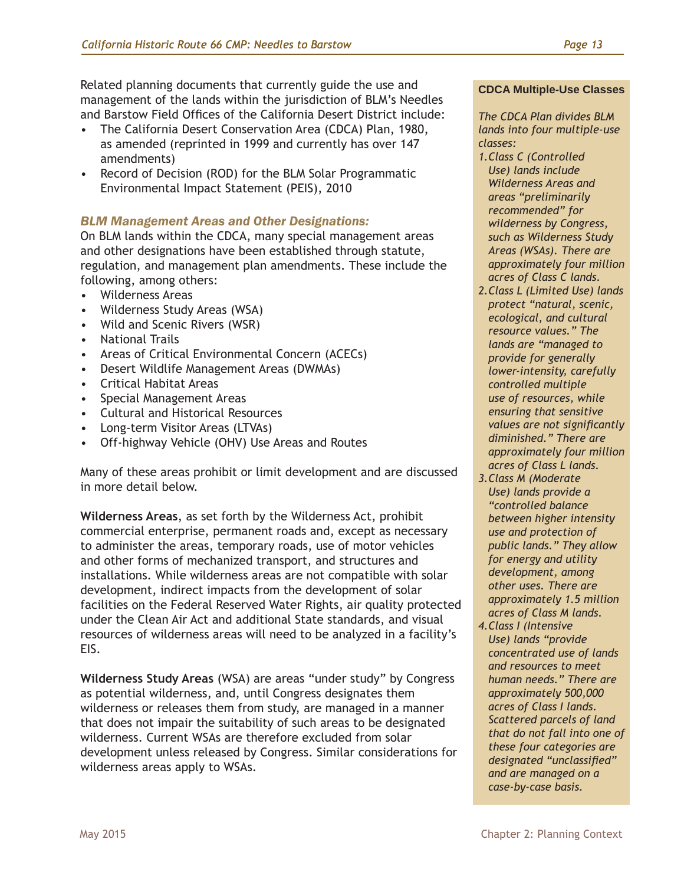Related planning documents that currently guide the use and management of the lands within the jurisdiction of BLM's Needles and Barstow Field Offices of the California Desert District include:

- The California Desert Conservation Area (CDCA) Plan, 1980, as amended (reprinted in 1999 and currently has over 147 amendments)
- Record of Decision (ROD) for the BLM Solar Programmatic Environmental Impact Statement (PEIS), 2010

### *BLM Management Areas and Other Designations:*

On BLM lands within the CDCA, many special management areas and other designations have been established through statute, regulation, and management plan amendments. These include the following, among others:

- Wilderness Areas
- Wilderness Study Areas (WSA)
- Wild and Scenic Rivers (WSR)
- National Trails
- Areas of Critical Environmental Concern (ACECs)
- Desert Wildlife Management Areas (DWMAs)
- Critical Habitat Areas
- Special Management Areas
- Cultural and Historical Resources
- Long-term Visitor Areas (LTVAs)
- Off-highway Vehicle (OHV) Use Areas and Routes

Many of these areas prohibit or limit development and are discussed in more detail below.

**Wilderness Areas**, as set forth by the Wilderness Act, prohibit commercial enterprise, permanent roads and, except as necessary to administer the areas, temporary roads, use of motor vehicles and other forms of mechanized transport, and structures and installations. While wilderness areas are not compatible with solar development, indirect impacts from the development of solar facilities on the Federal Reserved Water Rights, air quality protected under the Clean Air Act and additional State standards, and visual resources of wilderness areas will need to be analyzed in a facility's EIS.

**Wilderness Study Areas** (WSA) are areas "under study" by Congress as potential wilderness, and, until Congress designates them wilderness or releases them from study, are managed in a manner that does not impair the suitability of such areas to be designated wilderness. Current WSAs are therefore excluded from solar development unless released by Congress. Similar considerations for wilderness areas apply to WSAs.

**CDCA Multiple-Use Classes**

*The CDCA Plan divides BLM lands into four multiple-use classes:*

1. *Class C (Controlled Use) lands include Wilderness Areas and areas "preliminarily recommended" for wilderness by Congress, such as Wilderness Study Areas (WSAs). There are approximately four million acres of Class C lands.*
2. *Class L (Limited Use) lands protect "natural, scenic, ecological, and cultural resource values." The lands are "managed to provide for generally lower-intensity, carefully controlled multiple use of resources, while ensuring that sensitive values are not significantly diminished." There are approximately four million acres of Class L lands.*
3. *Class M (Moderate Use) lands provide a "controlled balance between higher intensity use and protection of public lands." They allow for energy and utility development, among other uses. There are approximately 1.5 million acres of Class M lands.*
4. *Class I (Intensive Use) lands "provide concentrated use of lands and resources to meet human needs." There are approximately 500,000 acres of Class I lands. Scattered parcels of land that do not fall into one of these four categories are designated "unclassified" and are managed on a case-by-case basis.*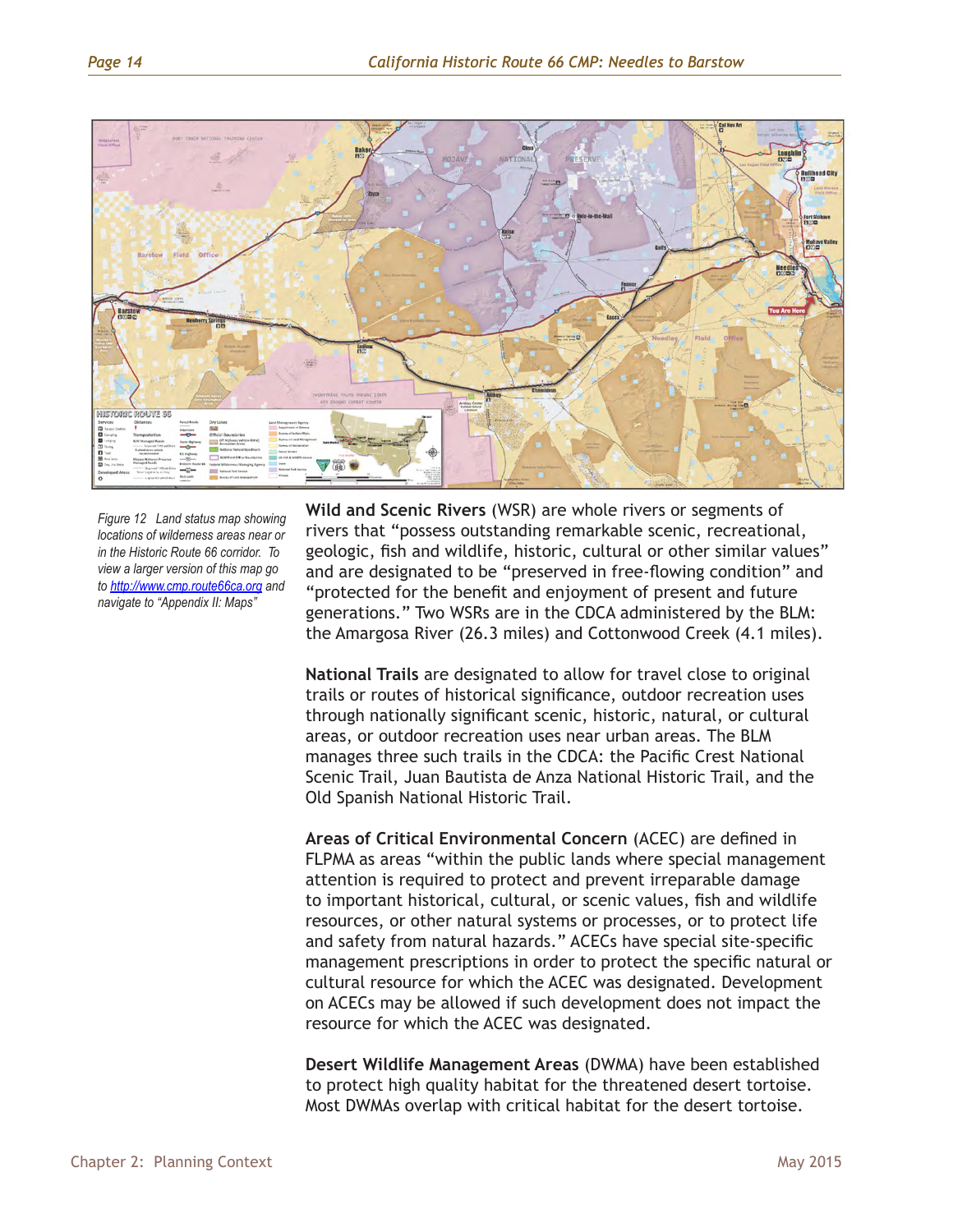Figure 12 Land status map showing locations of wilderness areas near or in the Historic Route 66 corridor. To view a larger version of this map go to http://www.cmp.route66ca.org and navigate to "Appendix II: Maps"

**Wild and Scenic Rivers** (WSR) are whole rivers or segments of rivers that "possess outstanding remarkable scenic, recreational, geologic, fish and wildlife, historic, cultural or other similar values" and are designated to be "preserved in free-flowing condition" and "protected for the benefit and enjoyment of present and future generations." Two WSRs are in the CDCA administered by the BLM: the Amargosa River (26.3 miles) and Cottonwood Creek (4.1 miles).

**National Trails** are designated to allow for travel close to original trails or routes of historical significance, outdoor recreation uses through nationally significant scenic, historic, natural, or cultural areas, or outdoor recreation uses near urban areas. The BLM manages three such trails in the CDCA: the Pacific Crest National Scenic Trail, Juan Bautista de Anza National Historic Trail, and the Old Spanish National Historic Trail.

**Areas of Critical Environmental Concern** (ACEC) are defined in FLPMA as areas "within the public lands where special management attention is required to protect and prevent irreparable damage to important historical, cultural, or scenic values, fish and wildlife resources, or other natural systems or processes, or to protect life and safety from natural hazards." ACECs have special site-specific management prescriptions in order to protect the specific natural or cultural resource for which the ACEC was designated. Development on ACECs may be allowed if such development does not impact the resource for which the ACEC was designated.

**Desert Wildlife Management Areas** (DWMA) have been established to protect high quality habitat for the threatened desert tortoise. Most DWMAs overlap with critical habitat for the desert tortoise.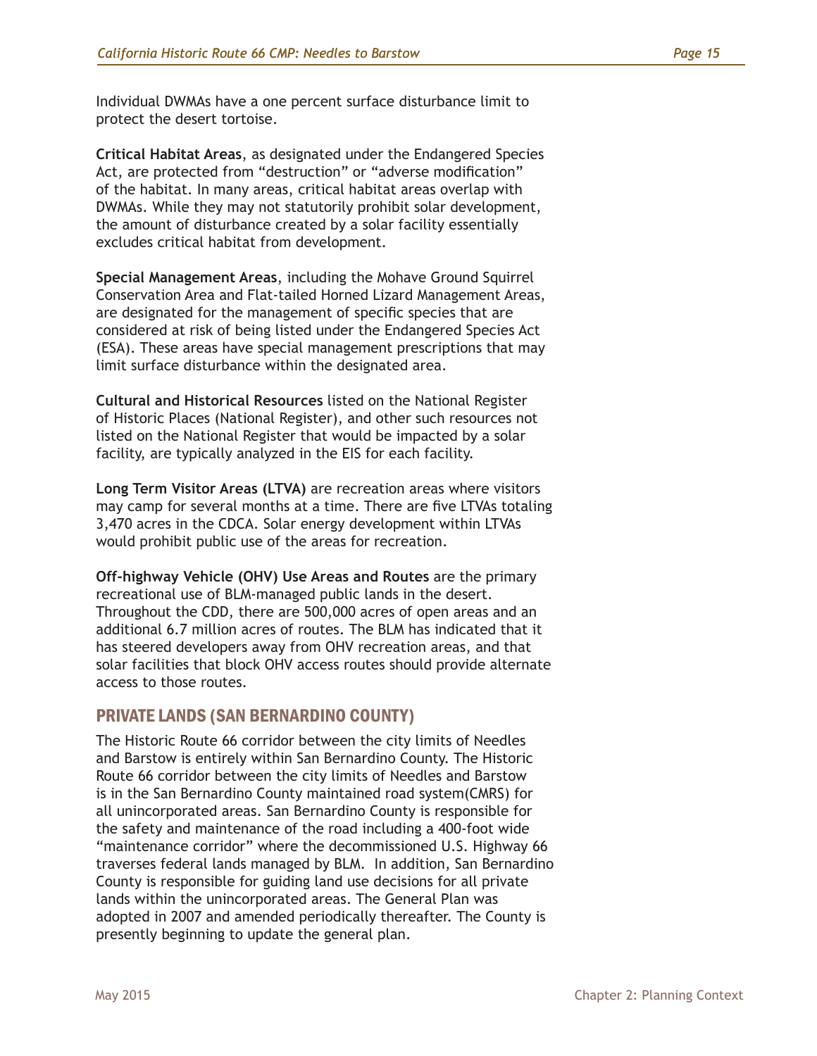Individual DWMAs have a one percent surface disturbance limit to protect the desert tortoise.

**Critical Habitat Areas**, as designated under the Endangered Species Act, are protected from "destruction" or "adverse modification" of the habitat. In many areas, critical habitat areas overlap with DWMAs. While they may not statutorily prohibit solar development, the amount of disturbance created by a solar facility essentially excludes critical habitat from development.

**Special Management Areas**, including the Mohave Ground Squirrel Conservation Area and Flat-tailed Horned Lizard Management Areas, are designated for the management of specific species that are considered at risk of being listed under the Endangered Species Act (ESA). These areas have special management prescriptions that may limit surface disturbance within the designated area.

**Cultural and Historical Resources** listed on the National Register of Historic Places (National Register), and other such resources not listed on the National Register that would be impacted by a solar facility, are typically analyzed in the EIS for each facility.

**Long Term Visitor Areas (LTVA)** are recreation areas where visitors may camp for several months at a time. There are five LTVAs totaling 3,470 acres in the CDCA. Solar energy development within LTVAs would prohibit public use of the areas for recreation.

**Off-highway Vehicle (OHV) Use Areas and Routes** are the primary recreational use of BLM-managed public lands in the desert. Throughout the CDD, there are 500,000 acres of open areas and an additional 6.7 million acres of routes. The BLM has indicated that it has steered developers away from OHV recreation areas, and that solar facilities that block OHV access routes should provide alternate access to those routes.

## PRIVATE LANDS (SAN BERNARDINO COUNTY)

The Historic Route 66 corridor between the city limits of Needles and Barstow is entirely within San Bernardino County. The Historic Route 66 corridor between the city limits of Needles and Barstow is in the San Bernardino County maintained road system(CMRS) for all unincorporated areas. San Bernardino County is responsible for the safety and maintenance of the road including a 400-foot wide "maintenance corridor" where the decommissioned U.S. Highway 66 traverses federal lands managed by BLM. In addition, San Bernardino County is responsible for guiding land use decisions for all private lands within the unincorporated areas. The General Plan was adopted in 2007 and amended periodically thereafter. The County is presently beginning to update the general plan.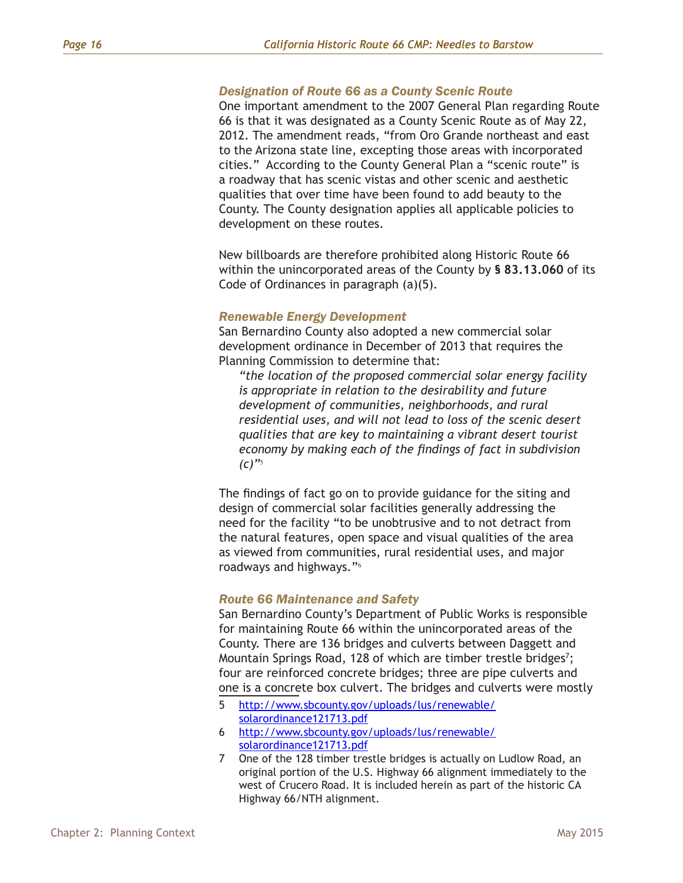### *Designation of Route 66 as a County Scenic Route*

One important amendment to the 2007 General Plan regarding Route 66 is that it was designated as a County Scenic Route as of May 22, 2012. The amendment reads, "from Oro Grande northeast and east to the Arizona state line, excepting those areas with incorporated cities." According to the County General Plan a "scenic route" is a roadway that has scenic vistas and other scenic and aesthetic qualities that over time have been found to add beauty to the County. The County designation applies all applicable policies to development on these routes.

New billboards are therefore prohibited along Historic Route 66 within the unincorporated areas of the County by **§ 83.13.060** of its Code of Ordinances in paragraph (a)(5).

### *Renewable Energy Development*

San Bernardino County also adopted a new commercial solar development ordinance in December of 2013 that requires the Planning Commission to determine that:

> *"the location of the proposed commercial solar energy facility is appropriate in relation to the desirability and future development of communities, neighborhoods, and rural residential uses, and will not lead to loss of the scenic desert qualities that are key to maintaining a vibrant desert tourist economy by making each of the findings of fact in subdivision (c)"*[5]

The findings of fact go on to provide guidance for the siting and design of commercial solar facilities generally addressing the need for the facility "to be unobtrusive and to not detract from the natural features, open space and visual qualities of the area as viewed from communities, rural residential uses, and major roadways and highways."[6]

### *Route 66 Maintenance and Safety*

San Bernardino County's Department of Public Works is responsible for maintaining Route 66 within the unincorporated areas of the County. There are 136 bridges and culverts between Daggett and Mountain Springs Road, 128 of which are timber trestle bridges[7]; four are reinforced concrete bridges; three are pipe culverts and one is a concrete box culvert. The bridges and culverts were mostly

---

5 [http://www.sbcounty.gov/uploads/lus/renewable/solarordinance121713.pdf](http://www.sbcounty.gov/uploads/lus/renewable/solarordinance121713.pdf)

6 [http://www.sbcounty.gov/uploads/lus/renewable/solarordinance121713.pdf](http://www.sbcounty.gov/uploads/lus/renewable/solarordinance121713.pdf)

7 One of the 128 timber trestle bridges is actually on Ludlow Road, an original portion of the U.S. Highway 66 alignment immediately to the west of Crucero Road. It is included herein as part of the historic CA Highway 66/NTH alignment.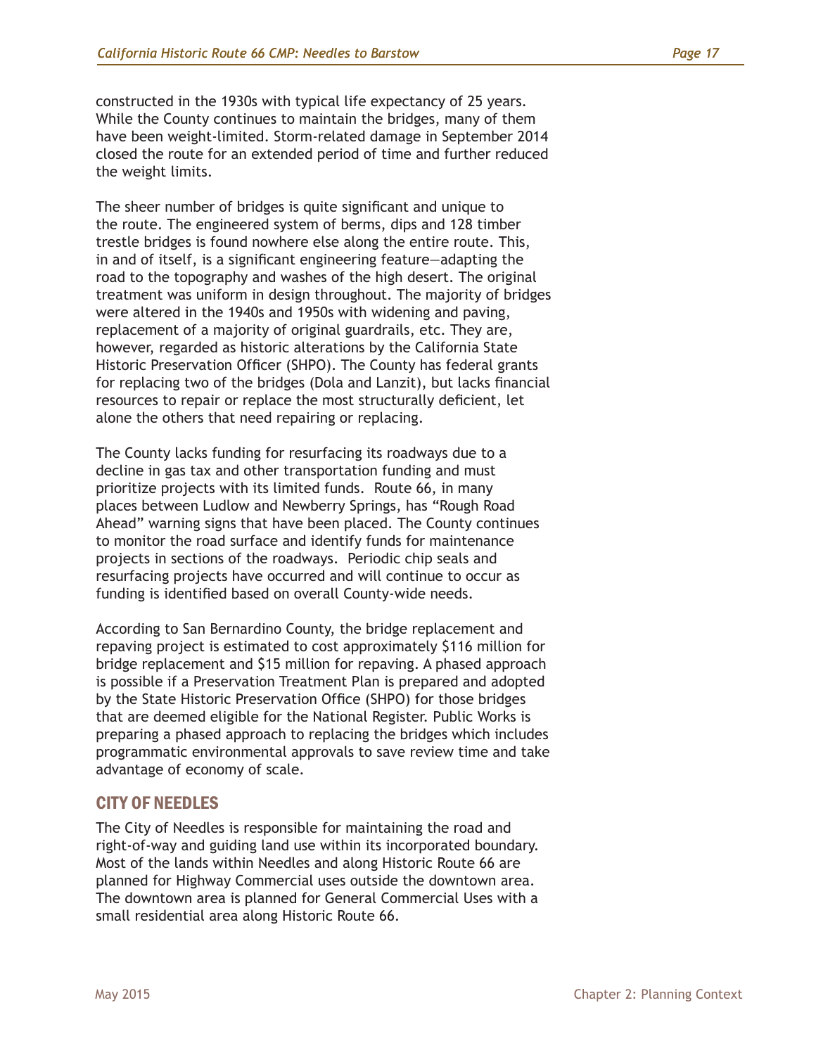constructed in the 1930s with typical life expectancy of 25 years. While the County continues to maintain the bridges, many of them have been weight-limited. Storm-related damage in September 2014 closed the route for an extended period of time and further reduced the weight limits.

The sheer number of bridges is quite significant and unique to the route. The engineered system of berms, dips and 128 timber trestle bridges is found nowhere else along the entire route. This, in and of itself, is a significant engineering feature—adapting the road to the topography and washes of the high desert. The original treatment was uniform in design throughout. The majority of bridges were altered in the 1940s and 1950s with widening and paving, replacement of a majority of original guardrails, etc. They are, however, regarded as historic alterations by the California State Historic Preservation Officer (SHPO). The County has federal grants for replacing two of the bridges (Dola and Lanzit), but lacks financial resources to repair or replace the most structurally deficient, let alone the others that need repairing or replacing.

The County lacks funding for resurfacing its roadways due to a decline in gas tax and other transportation funding and must prioritize projects with its limited funds. Route 66, in many places between Ludlow and Newberry Springs, has "Rough Road Ahead" warning signs that have been placed. The County continues to monitor the road surface and identify funds for maintenance projects in sections of the roadways. Periodic chip seals and resurfacing projects have occurred and will continue to occur as funding is identified based on overall County-wide needs.

According to San Bernardino County, the bridge replacement and repaving project is estimated to cost approximately $116 million for bridge replacement and $15 million for repaving. A phased approach is possible if a Preservation Treatment Plan is prepared and adopted by the State Historic Preservation Office (SHPO) for those bridges that are deemed eligible for the National Register. Public Works is preparing a phased approach to replacing the bridges which includes programmatic environmental approvals to save review time and take advantage of economy of scale.

## CITY OF NEEDLES

The City of Needles is responsible for maintaining the road and right-of-way and guiding land use within its incorporated boundary. Most of the lands within Needles and along Historic Route 66 are planned for Highway Commercial uses outside the downtown area. The downtown area is planned for General Commercial Uses with a small residential area along Historic Route 66.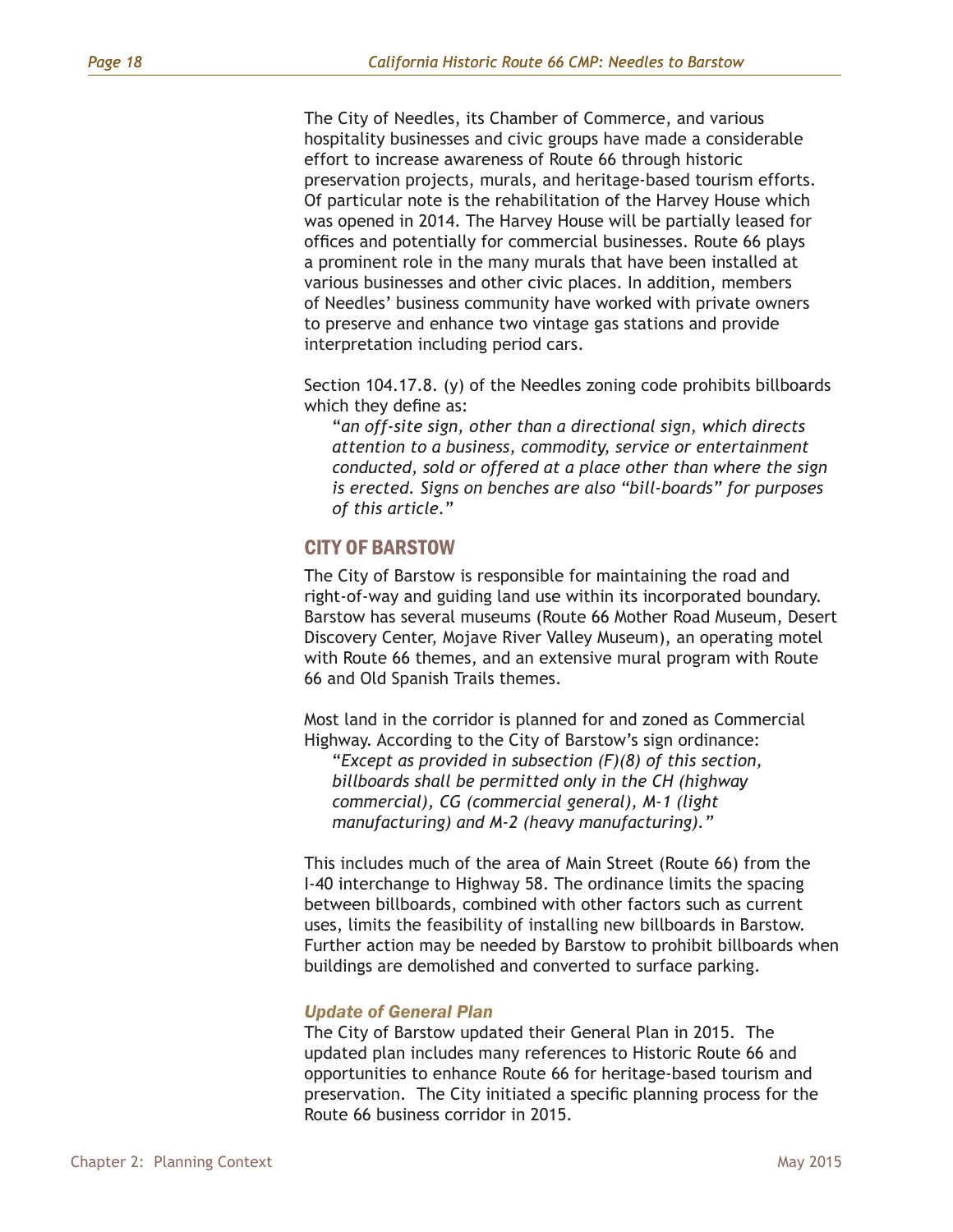The City of Needles, its Chamber of Commerce, and various hospitality businesses and civic groups have made a considerable effort to increase awareness of Route 66 through historic preservation projects, murals, and heritage-based tourism efforts. Of particular note is the rehabilitation of the Harvey House which was opened in 2014. The Harvey House will be partially leased for offices and potentially for commercial businesses. Route 66 plays a prominent role in the many murals that have been installed at various businesses and other civic places. In addition, members of Needles' business community have worked with private owners to preserve and enhance two vintage gas stations and provide interpretation including period cars.

Section 104.17.8. (y) of the Needles zoning code prohibits billboards which they define as:

> "*an off-site sign, other than a directional sign, which directs attention to a business, commodity, service or entertainment conducted, sold or offered at a place other than where the sign is erected. Signs on benches are also "bill-boards" for purposes of this article.*"

## CITY OF BARSTOW

The City of Barstow is responsible for maintaining the road and right-of-way and guiding land use within its incorporated boundary. Barstow has several museums (Route 66 Mother Road Museum, Desert Discovery Center, Mojave River Valley Museum), an operating motel with Route 66 themes, and an extensive mural program with Route 66 and Old Spanish Trails themes.

Most land in the corridor is planned for and zoned as Commercial Highway. According to the City of Barstow's sign ordinance:

> "*Except as provided in subsection (F)(8) of this section, billboards shall be permitted only in the CH (highway commercial), CG (commercial general), M-1 (light manufacturing) and M-2 (heavy manufacturing).*"

This includes much of the area of Main Street (Route 66) from the I-40 interchange to Highway 58. The ordinance limits the spacing between billboards, combined with other factors such as current uses, limits the feasibility of installing new billboards in Barstow. Further action may be needed by Barstow to prohibit billboards when buildings are demolished and converted to surface parking.

### *Update of General Plan*

The City of Barstow updated their General Plan in 2015. The updated plan includes many references to Historic Route 66 and opportunities to enhance Route 66 for heritage-based tourism and preservation. The City initiated a specific planning process for the Route 66 business corridor in 2015.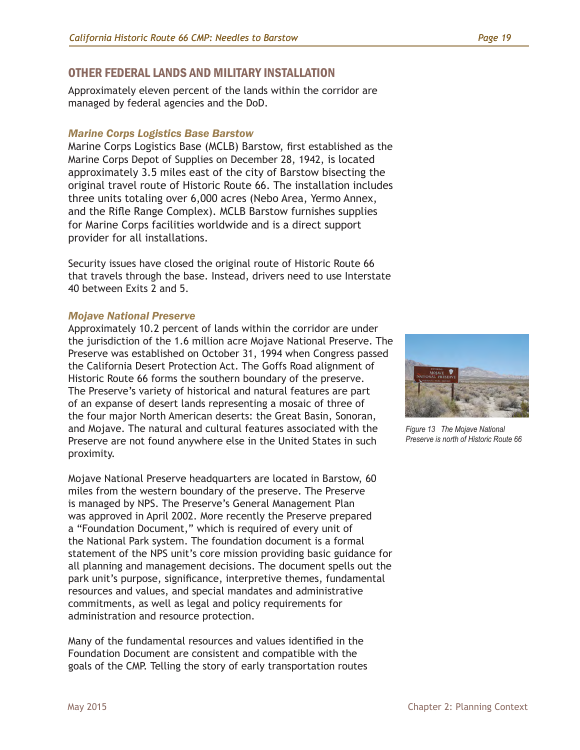## OTHER FEDERAL LANDS AND MILITARY INSTALLATION

Approximately eleven percent of the lands within the corridor are managed by federal agencies and the DoD.

### *Marine Corps Logistics Base Barstow*

Marine Corps Logistics Base (MCLB) Barstow, first established as the Marine Corps Depot of Supplies on December 28, 1942, is located approximately 3.5 miles east of the city of Barstow bisecting the original travel route of Historic Route 66. The installation includes three units totaling over 6,000 acres (Nebo Area, Yermo Annex, and the Rifle Range Complex). MCLB Barstow furnishes supplies for Marine Corps facilities worldwide and is a direct support provider for all installations.

Security issues have closed the original route of Historic Route 66 that travels through the base. Instead, drivers need to use Interstate 40 between Exits 2 and 5.

### *Mojave National Preserve*

Approximately 10.2 percent of lands within the corridor are under the jurisdiction of the 1.6 million acre Mojave National Preserve. The Preserve was established on October 31, 1994 when Congress passed the California Desert Protection Act. The Goffs Road alignment of Historic Route 66 forms the southern boundary of the preserve. The Preserve's variety of historical and natural features are part of an expanse of desert lands representing a mosaic of three of the four major North American deserts: the Great Basin, Sonoran, and Mojave. The natural and cultural features associated with the Preserve are not found anywhere else in the United States in such proximity.

*Figure 13 The Mojave National Preserve is north of Historic Route 66*

Mojave National Preserve headquarters are located in Barstow, 60 miles from the western boundary of the preserve. The Preserve is managed by NPS. The Preserve's General Management Plan was approved in April 2002. More recently the Preserve prepared a "Foundation Document," which is required of every unit of the National Park system. The foundation document is a formal statement of the NPS unit's core mission providing basic guidance for all planning and management decisions. The document spells out the park unit's purpose, significance, interpretive themes, fundamental resources and values, and special mandates and administrative commitments, as well as legal and policy requirements for administration and resource protection.

Many of the fundamental resources and values identified in the Foundation Document are consistent and compatible with the goals of the CMP. Telling the story of early transportation routes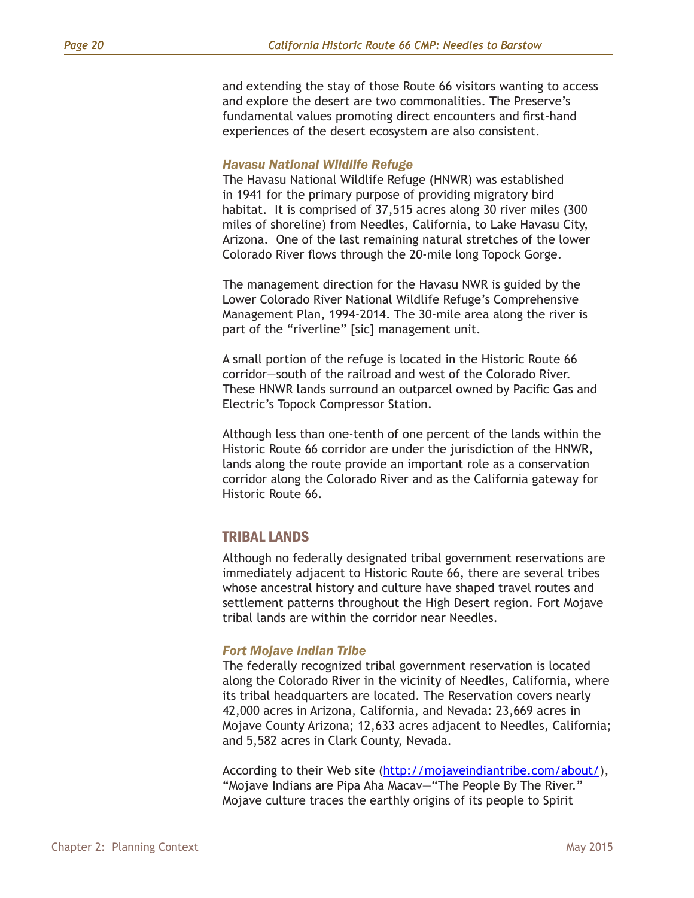and extending the stay of those Route 66 visitors wanting to access and explore the desert are two commonalities. The Preserve's fundamental values promoting direct encounters and first-hand experiences of the desert ecosystem are also consistent.

### *Havasu National Wildlife Refuge*

The Havasu National Wildlife Refuge (HNWR) was established in 1941 for the primary purpose of providing migratory bird habitat. It is comprised of 37,515 acres along 30 river miles (300 miles of shoreline) from Needles, California, to Lake Havasu City, Arizona. One of the last remaining natural stretches of the lower Colorado River flows through the 20-mile long Topock Gorge.

The management direction for the Havasu NWR is guided by the Lower Colorado River National Wildlife Refuge's Comprehensive Management Plan, 1994-2014. The 30-mile area along the river is part of the "riverline" [sic] management unit.

A small portion of the refuge is located in the Historic Route 66 corridor—south of the railroad and west of the Colorado River. These HNWR lands surround an outparcel owned by Pacific Gas and Electric's Topock Compressor Station.

Although less than one-tenth of one percent of the lands within the Historic Route 66 corridor are under the jurisdiction of the HNWR, lands along the route provide an important role as a conservation corridor along the Colorado River and as the California gateway for Historic Route 66.

## TRIBAL LANDS

Although no federally designated tribal government reservations are immediately adjacent to Historic Route 66, there are several tribes whose ancestral history and culture have shaped travel routes and settlement patterns throughout the High Desert region. Fort Mojave tribal lands are within the corridor near Needles.

### *Fort Mojave Indian Tribe*

The federally recognized tribal government reservation is located along the Colorado River in the vicinity of Needles, California, where its tribal headquarters are located. The Reservation covers nearly 42,000 acres in Arizona, California, and Nevada: 23,669 acres in Mojave County Arizona; 12,633 acres adjacent to Needles, California; and 5,582 acres in Clark County, Nevada.

According to their Web site (http://mojaveindiantribe.com/about/), "Mojave Indians are Pipa Aha Macav—"The People By The River." Mojave culture traces the earthly origins of its people to Spirit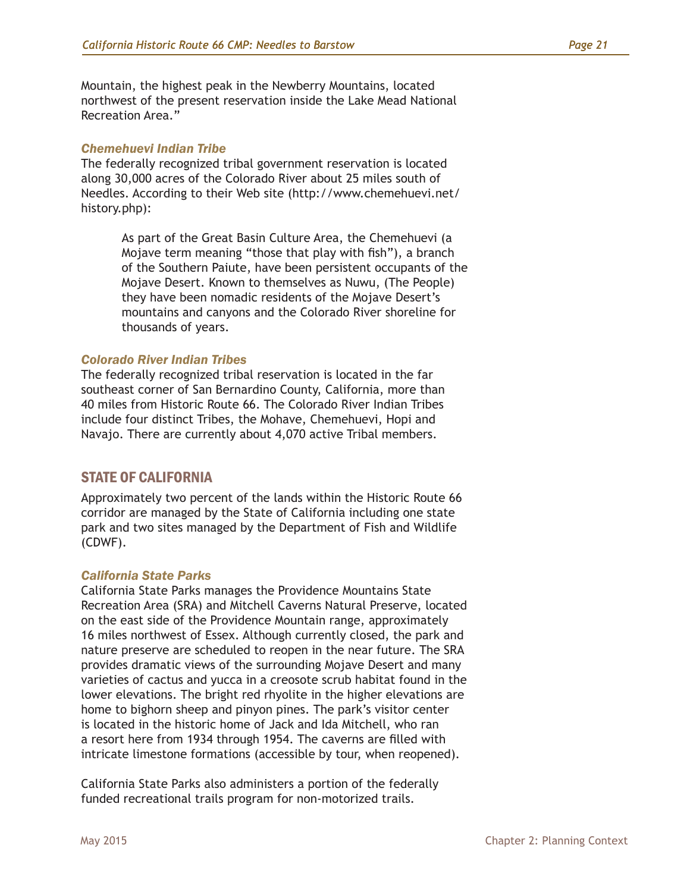Mountain, the highest peak in the Newberry Mountains, located northwest of the present reservation inside the Lake Mead National Recreation Area."

### *Chemehuevi Indian Tribe*

The federally recognized tribal government reservation is located along 30,000 acres of the Colorado River about 25 miles south of Needles. According to their Web site (http://www.chemehuevi.net/history.php):

> As part of the Great Basin Culture Area, the Chemehuevi (a Mojave term meaning "those that play with fish"), a branch of the Southern Paiute, have been persistent occupants of the Mojave Desert. Known to themselves as Nuwu, (The People) they have been nomadic residents of the Mojave Desert's mountains and canyons and the Colorado River shoreline for thousands of years.

### *Colorado River Indian Tribes*

The federally recognized tribal reservation is located in the far southeast corner of San Bernardino County, California, more than 40 miles from Historic Route 66. The Colorado River Indian Tribes include four distinct Tribes, the Mohave, Chemehuevi, Hopi and Navajo. There are currently about 4,070 active Tribal members.

## STATE OF CALIFORNIA

Approximately two percent of the lands within the Historic Route 66 corridor are managed by the State of California including one state park and two sites managed by the Department of Fish and Wildlife (CDWF).

### *California State Parks*

California State Parks manages the Providence Mountains State Recreation Area (SRA) and Mitchell Caverns Natural Preserve, located on the east side of the Providence Mountain range, approximately 16 miles northwest of Essex. Although currently closed, the park and nature preserve are scheduled to reopen in the near future. The SRA provides dramatic views of the surrounding Mojave Desert and many varieties of cactus and yucca in a creosote scrub habitat found in the lower elevations. The bright red rhyolite in the higher elevations are home to bighorn sheep and pinyon pines. The park's visitor center is located in the historic home of Jack and Ida Mitchell, who ran a resort here from 1934 through 1954. The caverns are filled with intricate limestone formations (accessible by tour, when reopened).

California State Parks also administers a portion of the federally funded recreational trails program for non-motorized trails.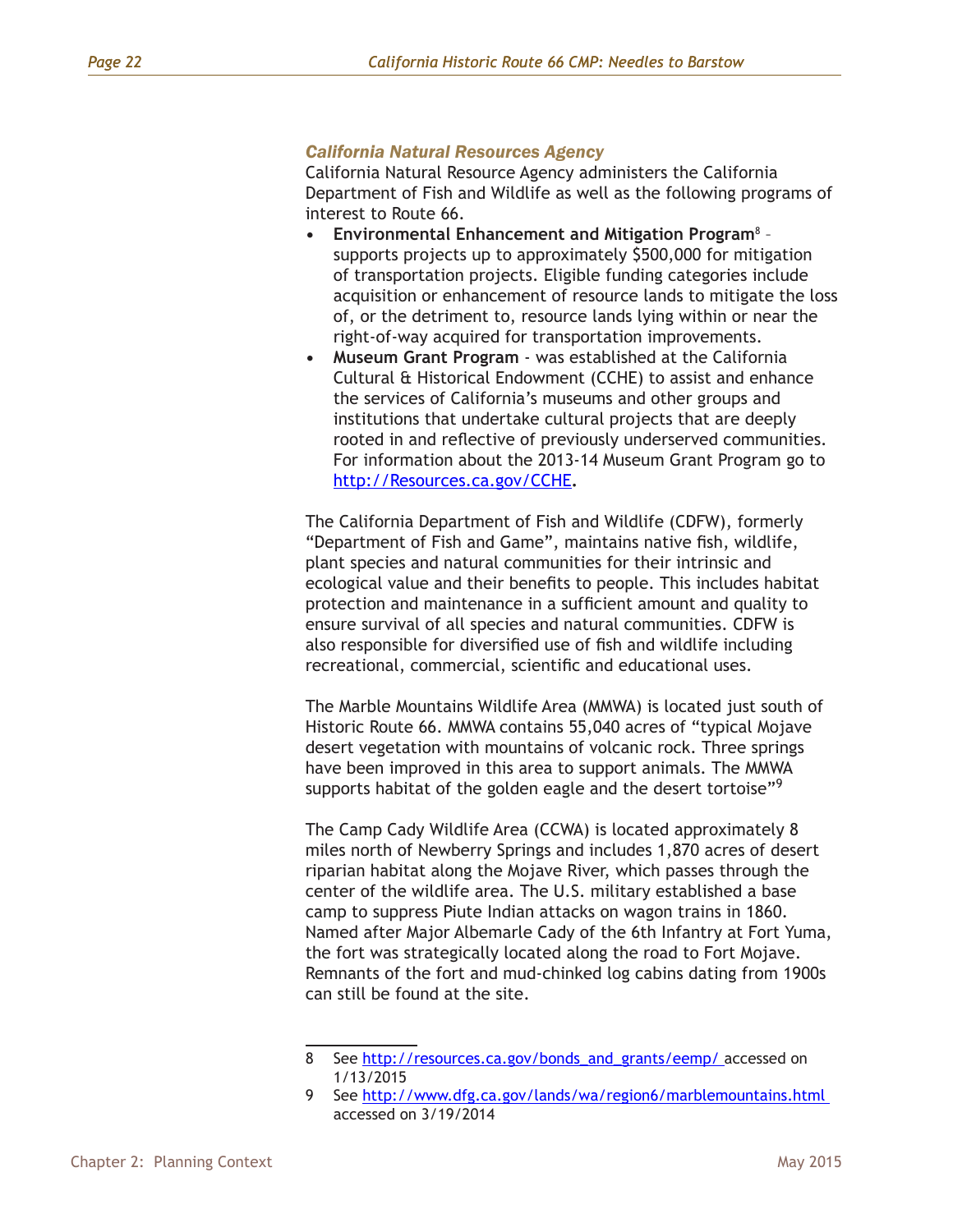### *California Natural Resources Agency*

California Natural Resource Agency administers the California Department of Fish and Wildlife as well as the following programs of interest to Route 66.

- **Environmental Enhancement and Mitigation Program**[8] – supports projects up to approximately $500,000 for mitigation of transportation projects. Eligible funding categories include acquisition or enhancement of resource lands to mitigate the loss of, or the detriment to, resource lands lying within or near the right-of-way acquired for transportation improvements.
- **Museum Grant Program** - was established at the California Cultural & Historical Endowment (CCHE) to assist and enhance the services of California's museums and other groups and institutions that undertake cultural projects that are deeply rooted in and reflective of previously underserved communities. For information about the 2013-14 Museum Grant Program go to http://Resources.ca.gov/CCHE.

The California Department of Fish and Wildlife (CDFW), formerly "Department of Fish and Game", maintains native fish, wildlife, plant species and natural communities for their intrinsic and ecological value and their benefits to people. This includes habitat protection and maintenance in a sufficient amount and quality to ensure survival of all species and natural communities. CDFW is also responsible for diversified use of fish and wildlife including recreational, commercial, scientific and educational uses.

The Marble Mountains Wildlife Area (MMWA) is located just south of Historic Route 66. MMWA contains 55,040 acres of "typical Mojave desert vegetation with mountains of volcanic rock. Three springs have been improved in this area to support animals. The MMWA supports habitat of the golden eagle and the desert tortoise"[9]

The Camp Cady Wildlife Area (CCWA) is located approximately 8 miles north of Newberry Springs and includes 1,870 acres of desert riparian habitat along the Mojave River, which passes through the center of the wildlife area. The U.S. military established a base camp to suppress Piute Indian attacks on wagon trains in 1860. Named after Major Albemarle Cady of the 6th Infantry at Fort Yuma, the fort was strategically located along the road to Fort Mojave. Remnants of the fort and mud-chinked log cabins dating from 1900s can still be found at the site.

---

8 See http://resources.ca.gov/bonds_and_grants/eemp/ accessed on 1/13/2015

9 See http://www.dfg.ca.gov/lands/wa/region6/marblemountains.html accessed on 3/19/2014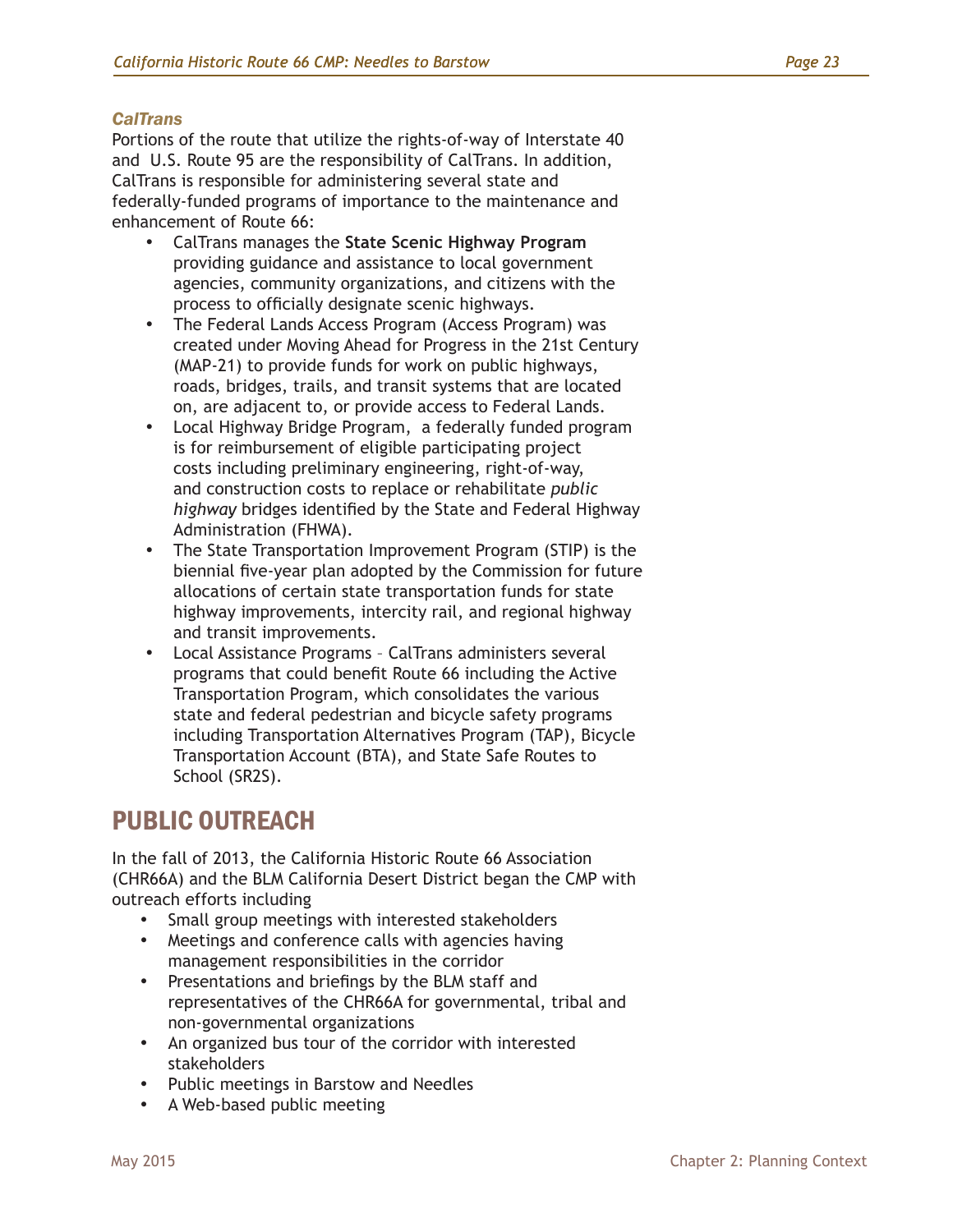### *CalTrans*

Portions of the route that utilize the rights-of-way of Interstate 40 and U.S. Route 95 are the responsibility of CalTrans. In addition, CalTrans is responsible for administering several state and federally-funded programs of importance to the maintenance and enhancement of Route 66:

- CalTrans manages the **State Scenic Highway Program** providing guidance and assistance to local government agencies, community organizations, and citizens with the process to officially designate scenic highways.
- The Federal Lands Access Program (Access Program) was created under Moving Ahead for Progress in the 21st Century (MAP-21) to provide funds for work on public highways, roads, bridges, trails, and transit systems that are located on, are adjacent to, or provide access to Federal Lands.
- Local Highway Bridge Program, a federally funded program is for reimbursement of eligible participating project costs including preliminary engineering, right-of-way, and construction costs to replace or rehabilitate *public highway* bridges identified by the State and Federal Highway Administration (FHWA).
- The State Transportation Improvement Program (STIP) is the biennial five-year plan adopted by the Commission for future allocations of certain state transportation funds for state highway improvements, intercity rail, and regional highway and transit improvements.
- Local Assistance Programs – CalTrans administers several programs that could benefit Route 66 including the Active Transportation Program, which consolidates the various state and federal pedestrian and bicycle safety programs including Transportation Alternatives Program (TAP), Bicycle Transportation Account (BTA), and State Safe Routes to School (SR2S).

## PUBLIC OUTREACH

In the fall of 2013, the California Historic Route 66 Association (CHR66A) and the BLM California Desert District began the CMP with outreach efforts including

- Small group meetings with interested stakeholders
- Meetings and conference calls with agencies having management responsibilities in the corridor
- Presentations and briefings by the BLM staff and representatives of the CHR66A for governmental, tribal and non-governmental organizations
- An organized bus tour of the corridor with interested stakeholders
- Public meetings in Barstow and Needles
- A Web-based public meeting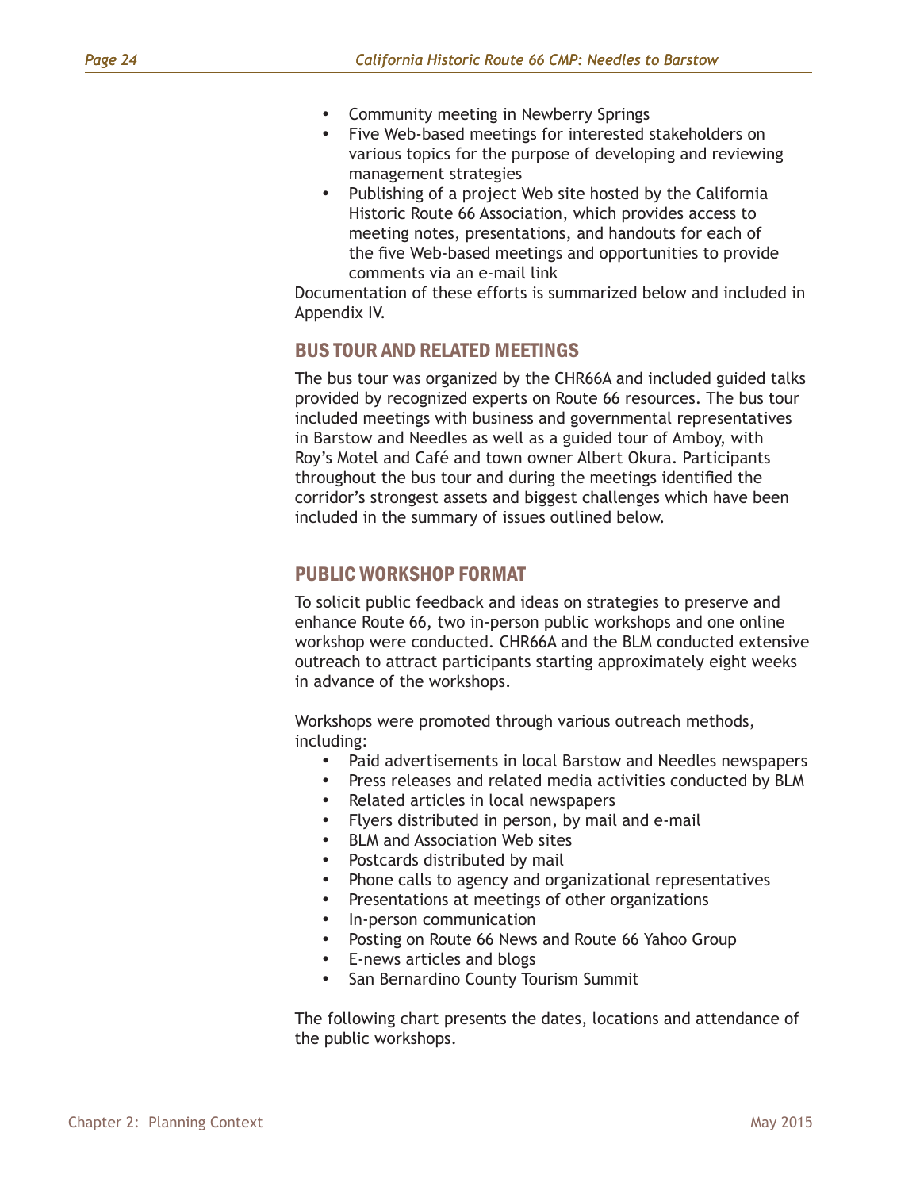- Community meeting in Newberry Springs
- Five Web-based meetings for interested stakeholders on various topics for the purpose of developing and reviewing management strategies
- Publishing of a project Web site hosted by the California Historic Route 66 Association, which provides access to meeting notes, presentations, and handouts for each of the five Web-based meetings and opportunities to provide comments via an e-mail link

Documentation of these efforts is summarized below and included in Appendix IV.

## BUS TOUR AND RELATED MEETINGS

The bus tour was organized by the CHR66A and included guided talks provided by recognized experts on Route 66 resources. The bus tour included meetings with business and governmental representatives in Barstow and Needles as well as a guided tour of Amboy, with Roy's Motel and Café and town owner Albert Okura. Participants throughout the bus tour and during the meetings identified the corridor's strongest assets and biggest challenges which have been included in the summary of issues outlined below.

## PUBLIC WORKSHOP FORMAT

To solicit public feedback and ideas on strategies to preserve and enhance Route 66, two in-person public workshops and one online workshop were conducted. CHR66A and the BLM conducted extensive outreach to attract participants starting approximately eight weeks in advance of the workshops.

Workshops were promoted through various outreach methods, including:

- Paid advertisements in local Barstow and Needles newspapers
- Press releases and related media activities conducted by BLM
- Related articles in local newspapers
- Flyers distributed in person, by mail and e-mail
- BLM and Association Web sites
- Postcards distributed by mail
- Phone calls to agency and organizational representatives
- Presentations at meetings of other organizations
- In-person communication
- Posting on Route 66 News and Route 66 Yahoo Group
- E-news articles and blogs
- San Bernardino County Tourism Summit

The following chart presents the dates, locations and attendance of the public workshops.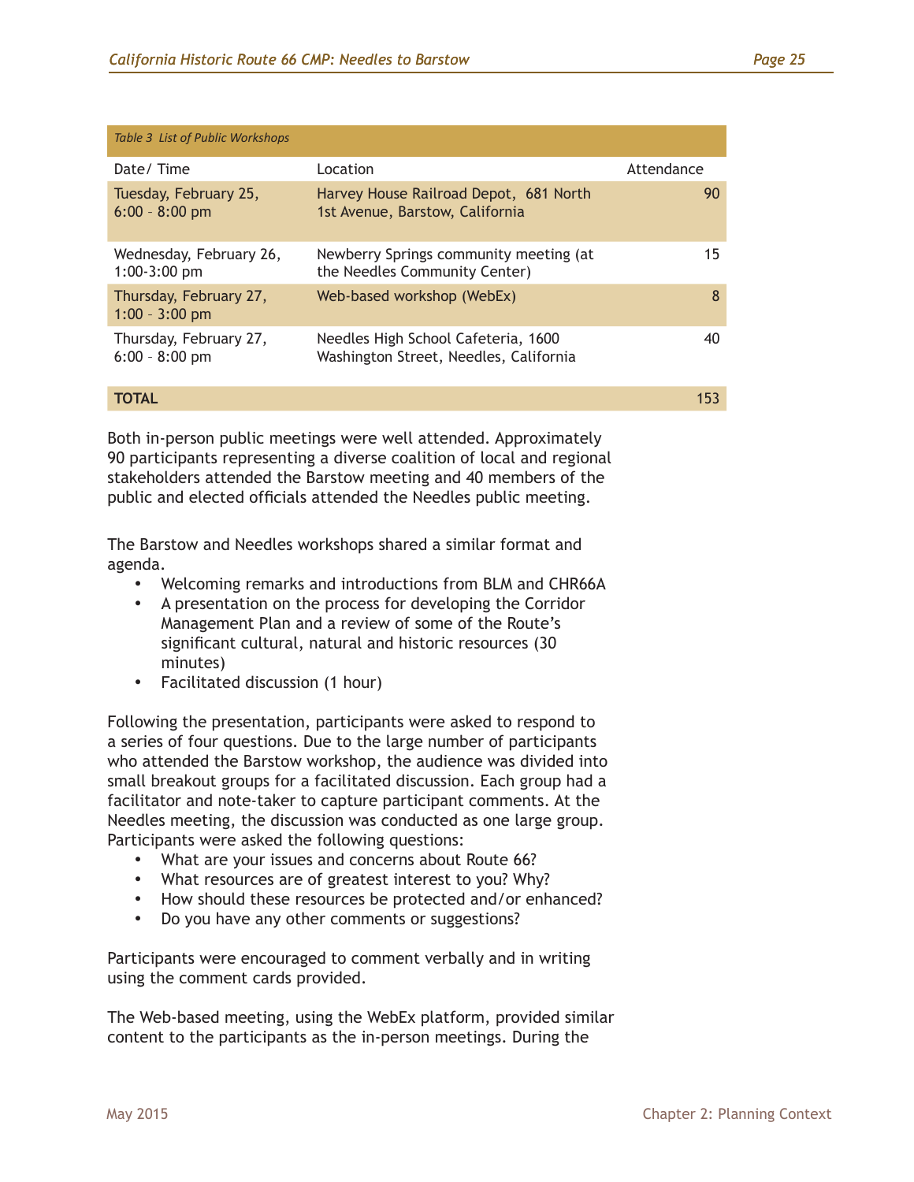*Table 3 List of Public Workshops*

| Date/ Time | Location | Attendance |
|---|---|---|
| Tuesday, February 25, 6:00 – 8:00 pm | Harvey House Railroad Depot, 681 North 1st Avenue, Barstow, California | 90 |
| Wednesday, February 26, 1:00-3:00 pm | Newberry Springs community meeting (at the Needles Community Center) | 15 |
| Thursday, February 27, 1:00 – 3:00 pm | Web-based workshop (WebEx) | 8 |
| Thursday, February 27, 6:00 – 8:00 pm | Needles High School Cafeteria, 1600 Washington Street, Needles, California | 40 |
| **TOTAL** | | 153 |

Both in-person public meetings were well attended. Approximately 90 participants representing a diverse coalition of local and regional stakeholders attended the Barstow meeting and 40 members of the public and elected officials attended the Needles public meeting.

The Barstow and Needles workshops shared a similar format and agenda.

- Welcoming remarks and introductions from BLM and CHR66A
- A presentation on the process for developing the Corridor Management Plan and a review of some of the Route's significant cultural, natural and historic resources (30 minutes)
- Facilitated discussion (1 hour)

Following the presentation, participants were asked to respond to a series of four questions. Due to the large number of participants who attended the Barstow workshop, the audience was divided into small breakout groups for a facilitated discussion. Each group had a facilitator and note-taker to capture participant comments. At the Needles meeting, the discussion was conducted as one large group. Participants were asked the following questions:

- What are your issues and concerns about Route 66?
- What resources are of greatest interest to you? Why?
- How should these resources be protected and/or enhanced?
- Do you have any other comments or suggestions?

Participants were encouraged to comment verbally and in writing using the comment cards provided.

The Web-based meeting, using the WebEx platform, provided similar content to the participants as the in-person meetings. During the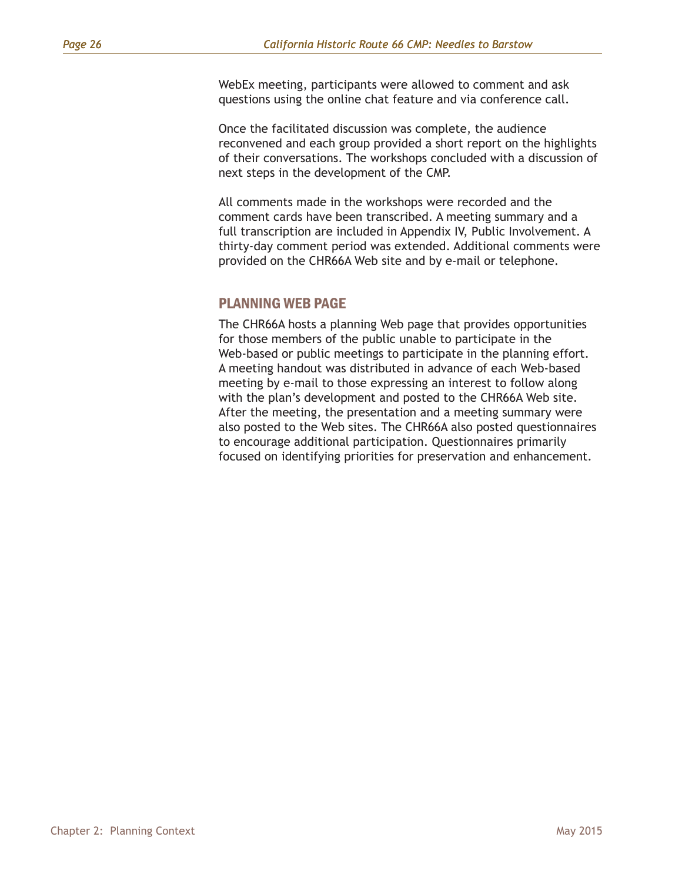WebEx meeting, participants were allowed to comment and ask questions using the online chat feature and via conference call.

Once the facilitated discussion was complete, the audience reconvened and each group provided a short report on the highlights of their conversations. The workshops concluded with a discussion of next steps in the development of the CMP.

All comments made in the workshops were recorded and the comment cards have been transcribed. A meeting summary and a full transcription are included in Appendix IV, Public Involvement. A thirty-day comment period was extended. Additional comments were provided on the CHR66A Web site and by e-mail or telephone.

## PLANNING WEB PAGE

The CHR66A hosts a planning Web page that provides opportunities for those members of the public unable to participate in the Web-based or public meetings to participate in the planning effort. A meeting handout was distributed in advance of each Web-based meeting by e-mail to those expressing an interest to follow along with the plan's development and posted to the CHR66A Web site. After the meeting, the presentation and a meeting summary were also posted to the Web sites. The CHR66A also posted questionnaires to encourage additional participation. Questionnaires primarily focused on identifying priorities for preservation and enhancement.